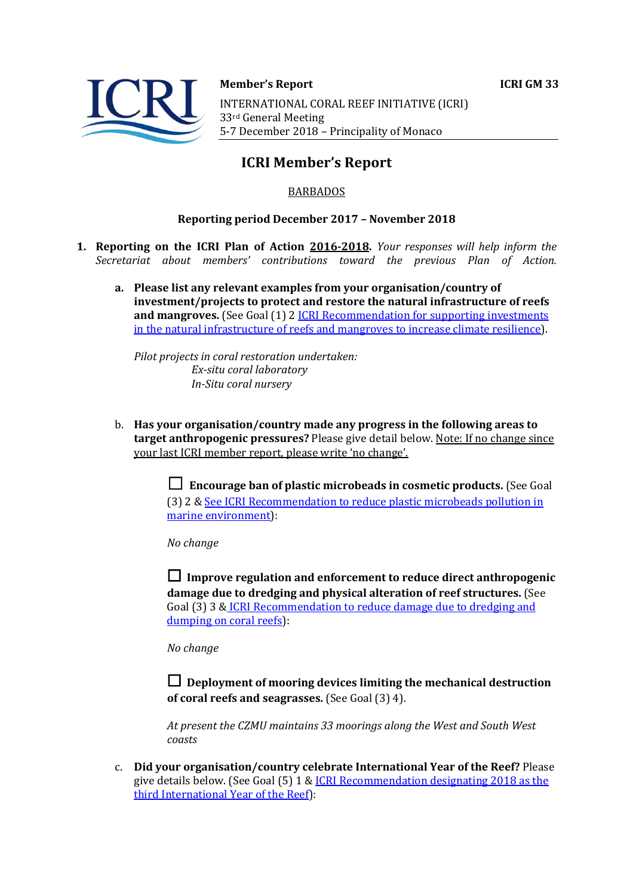**Member's Report** **ICRI GM 33**

INTERNATIONAL CORAL REEF INITIATIVE (ICRI)
33rd General Meeting
5-7 December 2018 – Principality of Monaco

# ICRI Member's Report

BARBADOS

**Reporting period December 2017 – November 2018**

1. **Reporting on the ICRI Plan of Action 2016-2018.** *Your responses will help inform the Secretariat about members' contributions toward the previous Plan of Action.*

   a. **Please list any relevant examples from your organisation/country of investment/projects to protect and restore the natural infrastructure of reefs and mangroves.** (See Goal (1) 2 ICRI Recommendation for supporting investments in the natural infrastructure of reefs and mangroves to increase climate resilience).

   *Pilot projects in coral restoration undertaken:*
   *Ex-situ coral laboratory*
   *In-Situ coral nursery*

   b. **Has your organisation/country made any progress in the following areas to target anthropogenic pressures?** Please give detail below. Note: If no change since your last ICRI member report, please write 'no change'.

   ☐ **Encourage ban of plastic microbeads in cosmetic products.** (See Goal (3) 2 & See ICRI Recommendation to reduce plastic microbeads pollution in marine environment):

   *No change*

   ☐ **Improve regulation and enforcement to reduce direct anthropogenic damage due to dredging and physical alteration of reef structures.** (See Goal (3) 3 & ICRI Recommendation to reduce damage due to dredging and dumping on coral reefs):

   *No change*

   ☐ **Deployment of mooring devices limiting the mechanical destruction of coral reefs and seagrasses.** (See Goal (3) 4).

   *At present the CZMU maintains 33 moorings along the West and South West coasts*

   c. **Did your organisation/country celebrate International Year of the Reef?** Please give details below. (See Goal (5) 1 & ICRI Recommendation designating 2018 as the third International Year of the Reef):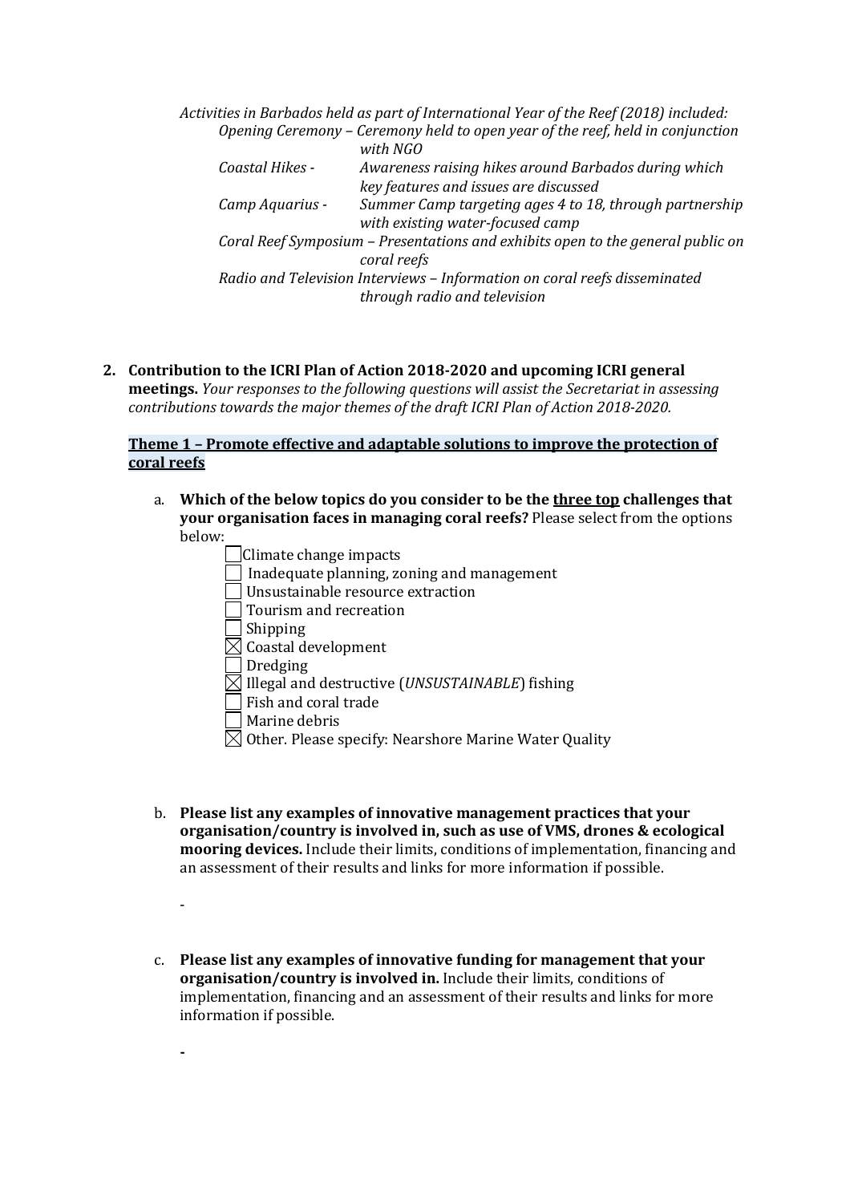*Activities in Barbados held as part of International Year of the Reef (2018) included:*

*Opening Ceremony – Ceremony held to open year of the reef, held in conjunction with NGO*

*Coastal Hikes - Awareness raising hikes around Barbados during which key features and issues are discussed*

*Camp Aquarius - Summer Camp targeting ages 4 to 18, through partnership with existing water-focused camp*

*Coral Reef Symposium – Presentations and exhibits open to the general public on coral reefs*

*Radio and Television Interviews – Information on coral reefs disseminated through radio and television*

2. **Contribution to the ICRI Plan of Action 2018-2020 and upcoming ICRI general meetings.** *Your responses to the following questions will assist the Secretariat in assessing contributions towards the major themes of the draft ICRI Plan of Action 2018-2020.*

**Theme 1 – Promote effective and adaptable solutions to improve the protection of coral reefs**

a. **Which of the below topics do you consider to be the three top challenges that your organisation faces in managing coral reefs?** Please select from the options below:

- ☐ Climate change impacts
- ☐ Inadequate planning, zoning and management
- ☐ Unsustainable resource extraction
- ☐ Tourism and recreation
- ☐ Shipping
- ☒ Coastal development
- ☐ Dredging
- ☒ Illegal and destructive (*UNSUSTAINABLE*) fishing
- ☐ Fish and coral trade
- ☐ Marine debris
- ☒ Other. Please specify: Nearshore Marine Water Quality

b. **Please list any examples of innovative management practices that your organisation/country is involved in, such as use of VMS, drones & ecological mooring devices.** Include their limits, conditions of implementation, financing and an assessment of their results and links for more information if possible.

-

c. **Please list any examples of innovative funding for management that your organisation/country is involved in.** Include their limits, conditions of implementation, financing and an assessment of their results and links for more information if possible.

-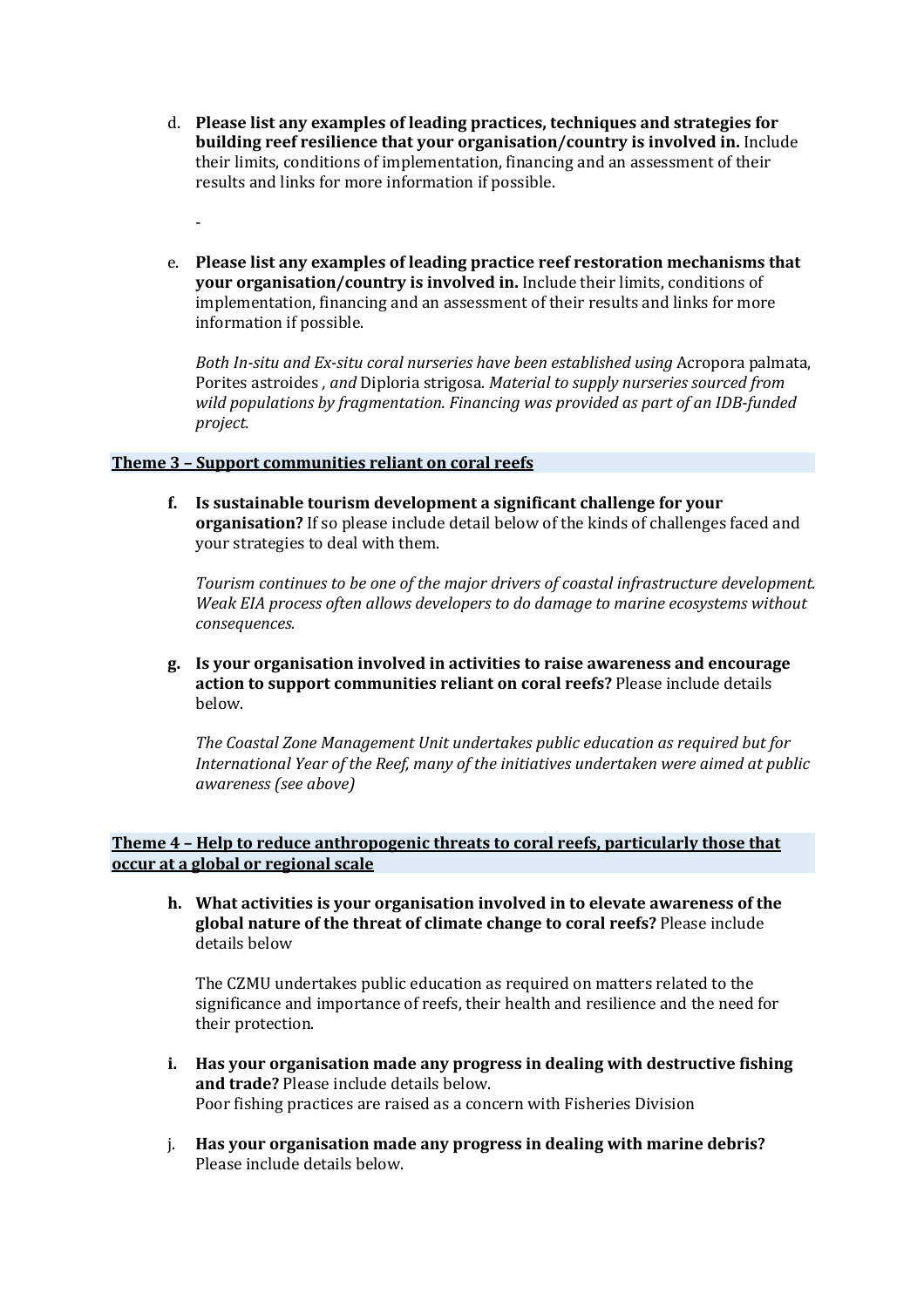d. **Please list any examples of leading practices, techniques and strategies for building reef resilience that your organisation/country is involved in.** Include their limits, conditions of implementation, financing and an assessment of their results and links for more information if possible.

   -

e. **Please list any examples of leading practice reef restoration mechanisms that your organisation/country is involved in.** Include their limits, conditions of implementation, financing and an assessment of their results and links for more information if possible.

   *Both In-situ and Ex-situ coral nurseries have been established using* Acropora palmata, Porites astroides *, and* Diploria strigosa*. Material to supply nurseries sourced from wild populations by fragmentation. Financing was provided as part of an IDB-funded project.*

### Theme 3 – Support communities reliant on coral reefs

**f. Is sustainable tourism development a significant challenge for your organisation?** If so please include detail below of the kinds of challenges faced and your strategies to deal with them.

   *Tourism continues to be one of the major drivers of coastal infrastructure development. Weak EIA process often allows developers to do damage to marine ecosystems without consequences.*

**g. Is your organisation involved in activities to raise awareness and encourage action to support communities reliant on coral reefs?** Please include details below.

   *The Coastal Zone Management Unit undertakes public education as required but for International Year of the Reef, many of the initiatives undertaken were aimed at public awareness (see above)*

### Theme 4 – Help to reduce anthropogenic threats to coral reefs, particularly those that occur at a global or regional scale

**h. What activities is your organisation involved in to elevate awareness of the global nature of the threat of climate change to coral reefs?** Please include details below

   The CZMU undertakes public education as required on matters related to the significance and importance of reefs, their health and resilience and the need for their protection.

**i. Has your organisation made any progress in dealing with destructive fishing and trade?** Please include details below.
   Poor fishing practices are raised as a concern with Fisheries Division

j. **Has your organisation made any progress in dealing with marine debris?** Please include details below.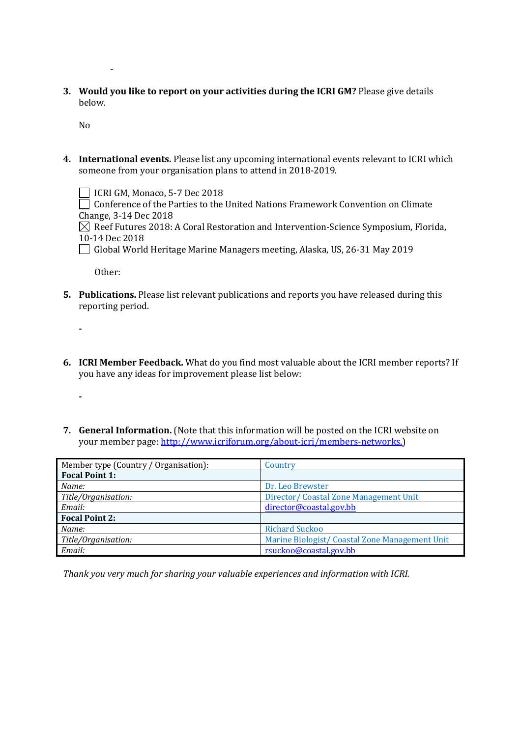-

3. **Would you like to report on your activities during the ICRI GM?** Please give details below.

   No

4. **International events.** Please list any upcoming international events relevant to ICRI which someone from your organisation plans to attend in 2018-2019.

   ☐ ICRI GM, Monaco, 5-7 Dec 2018
   ☐ Conference of the Parties to the United Nations Framework Convention on Climate Change, 3-14 Dec 2018
   ☒ Reef Futures 2018: A Coral Restoration and Intervention-Science Symposium, Florida, 10-14 Dec 2018
   ☐ Global World Heritage Marine Managers meeting, Alaska, US, 26-31 May 2019

   Other:

5. **Publications.** Please list relevant publications and reports you have released during this reporting period.

   -

6. **ICRI Member Feedback.** What do you find most valuable about the ICRI member reports? If you have any ideas for improvement please list below:

   -

7. **General Information.** (Note that this information will be posted on the ICRI website on your member page: http://www.icriforum.org/about-icri/members-networks.)

| | |
|---|---|
| Member type (Country / Organisation): | Country |
| **Focal Point 1:** | |
| *Name:* | Dr. Leo Brewster |
| *Title/Organisation:* | Director/ Coastal Zone Management Unit |
| *Email:* | director@coastal.gov.bb |
| **Focal Point 2:** | |
| *Name:* | Richard Suckoo |
| *Title/Organisation:* | Marine Biologist/ Coastal Zone Management Unit |
| *Email:* | rsuckoo@coastal.gov.bb |

*Thank you very much for sharing your valuable experiences and information with ICRI.*